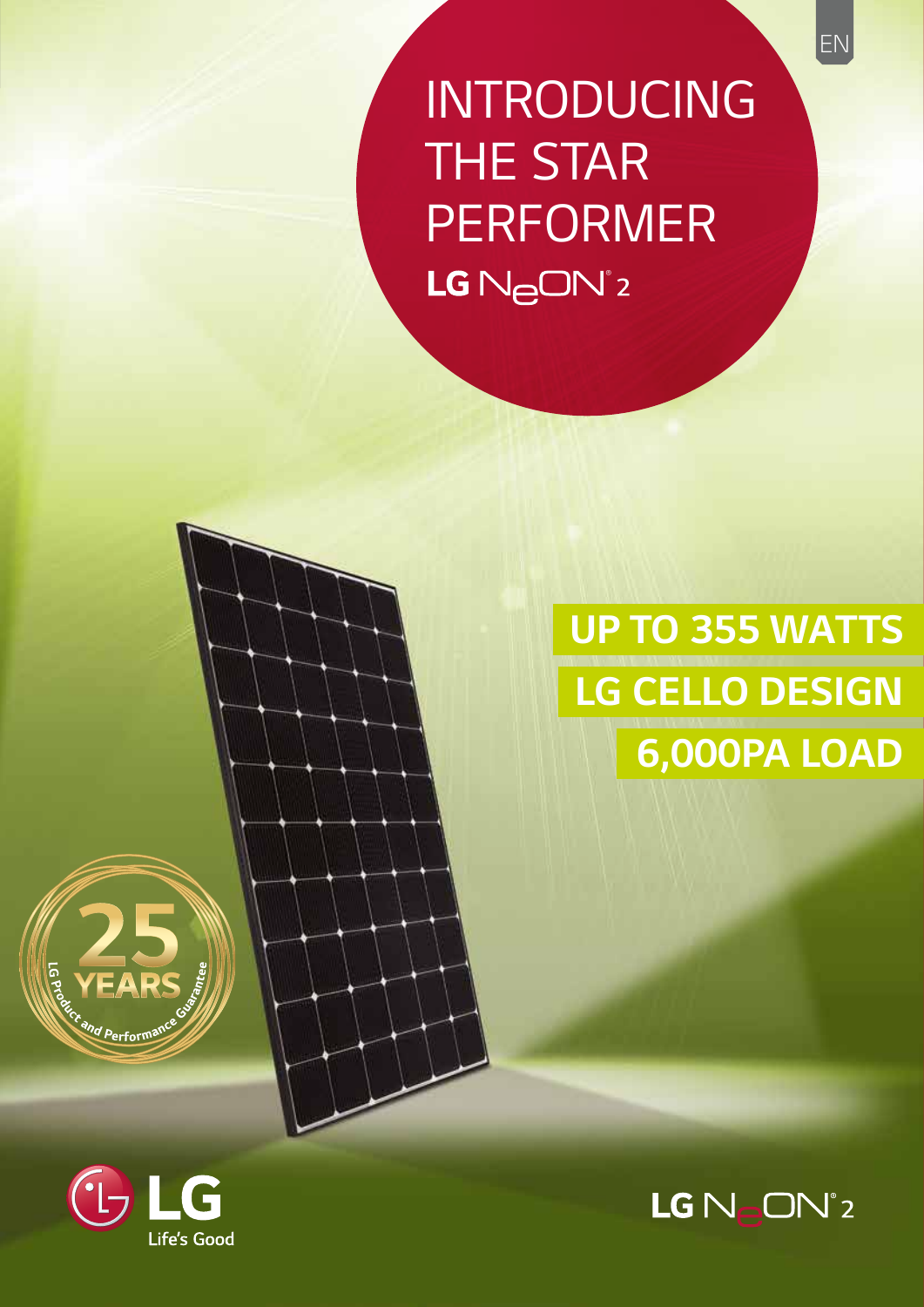# INTRODUCING THE STAR PERFORMER

## LG NeON® 2

**UP TO 355 WATTS**

**LG CELLO DESIGN**

**6,000PA LOAD**

25 YEARS LG Product and Performance Guarantee

LG Life's Good

LG NeON® 2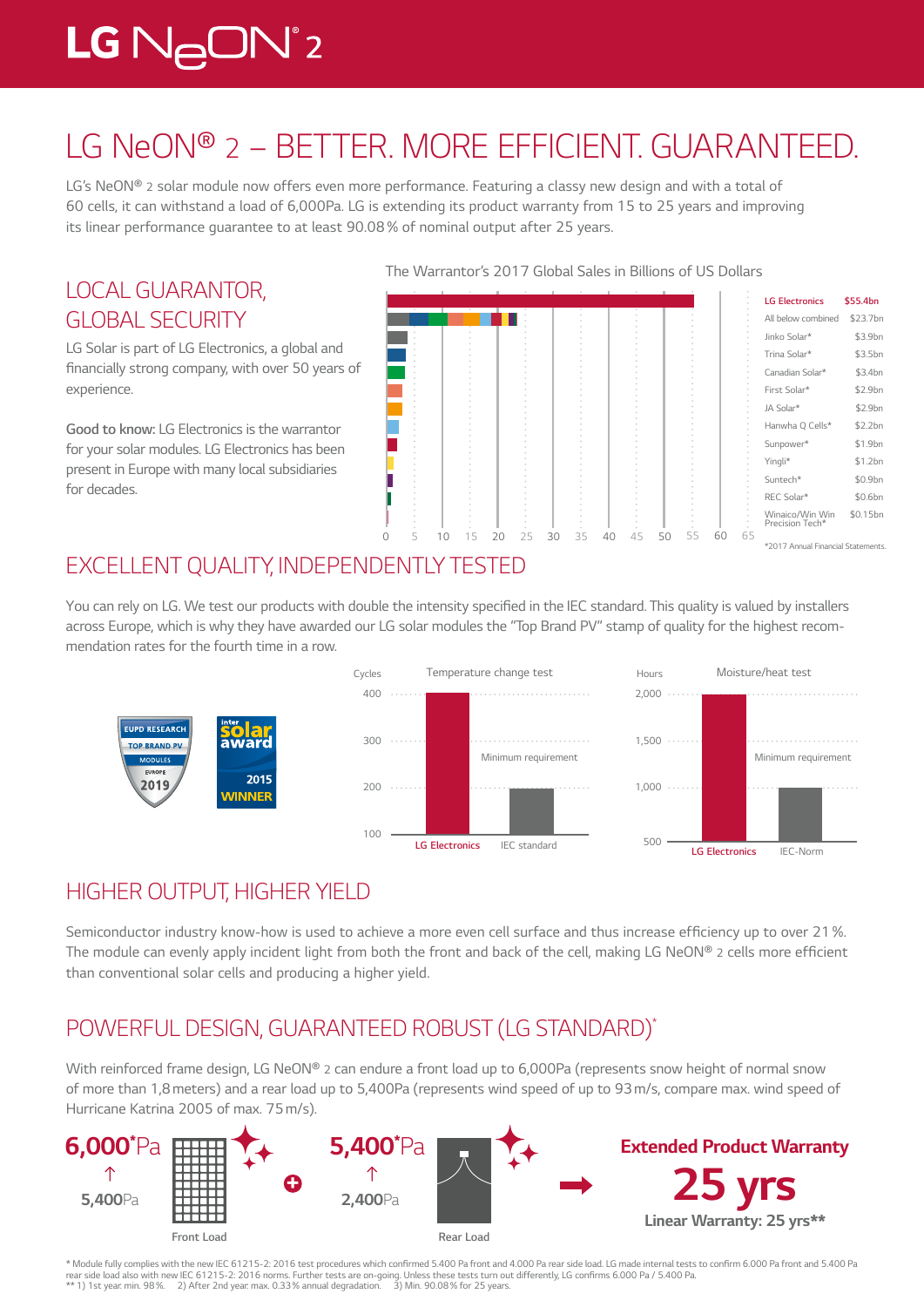# LG NeON® 2 – BETTER. MORE EFFICIENT. GUARANTEED.

LG's NeON® 2 solar module now offers even more performance. Featuring a classy new design and with a total of 60 cells, it can withstand a load of 6,000Pa. LG is extending its product warranty from 15 to 25 years and improving its linear performance guarantee to at least 90.08 % of nominal output after 25 years.

## LOCAL GUARANTOR, GLOBAL SECURITY

LG Solar is part of LG Electronics, a global and financially strong company, with over 50 years of experience.

**Good to know:** LG Electronics is the warrantor for your solar modules. LG Electronics has been present in Europe with many local subsidiaries for decades.

The Warrantor's 2017 Global Sales in Billions of US Dollars

| Company | Sales |
|---|---|
| LG Electronics | $55.4bn |
| All below combined | $23.7bn |
| Jinko Solar* | $3.9bn |
| Trina Solar* | $3.5bn |
| Canadian Solar* | $3.4bn |
| First Solar* | $2.9bn |
| JA Solar* | $2.9bn |
| Hanwha Q Cells* | $2.2bn |
| Sunpower* | $1.9bn |
| Yingli* | $1.2bn |
| Suntech* | $0.9bn |
| REC Solar* | $0.6bn |
| Winaico/Win Win Precision Tech* | $0.15bn |

*2017 Annual Financial Statements.

## EXCELLENT QUALITY, INDEPENDENTLY TESTED

You can rely on LG. We test our products with double the intensity specified in the IEC standard. This quality is valued by installers across Europe, which is why they have awarded our LG solar modules the "Top Brand PV" stamp of quality for the highest recommendation rates for the fourth time in a row.

EUPD RESEARCH TOP BRAND PV MODULES EUROPE 2019

inter solar award 2015 WINNER

Temperature change test (Cycles): LG Electronics 400; IEC standard (Minimum requirement) 200

Moisture/heat test (Hours): LG Electronics 2,000; IEC-Norm (Minimum requirement) 1,000

## HIGHER OUTPUT, HIGHER YIELD

Semiconductor industry know-how is used to achieve a more even cell surface and thus increase efficiency up to over 21 %. The module can evenly apply incident light from both the front and back of the cell, making LG NeON® 2 cells more efficient than conventional solar cells and producing a higher yield.

## POWERFUL DESIGN, GUARANTEED ROBUST (LG STANDARD)*

With reinforced frame design, LG NeON® 2 can endure a front load up to 6,000Pa (represents snow height of normal snow of more than 1,8 meters) and a rear load up to 5,400Pa (represents wind speed of up to 93 m/s, compare max. wind speed of Hurricane Katrina 2005 of max. 75 m/s).

**6,000*Pa** ↑ **5,400Pa** — Front Load

**5,400*Pa** ↑ **2,400Pa** — Rear Load

**Extended Product Warranty**

**25 yrs**

**Linear Warranty: 25 yrs****

\* Module fully complies with the new IEC 61215-2: 2016 test procedures which confirmed 5.400 Pa front and 4.000 Pa rear side load. LG made internal tests to confirm 6.000 Pa front and 5.400 Pa rear side load also with new IEC 61215-2: 2016 norms. Further tests are on-going. Unless these tests turn out differently, LG confirms 6.000 Pa / 5.400 Pa.
** 1) 1st year: min. 98 %. 2) After 2nd year: max. 0.33 % annual degradation. 3) Min. 90.08 % for 25 years.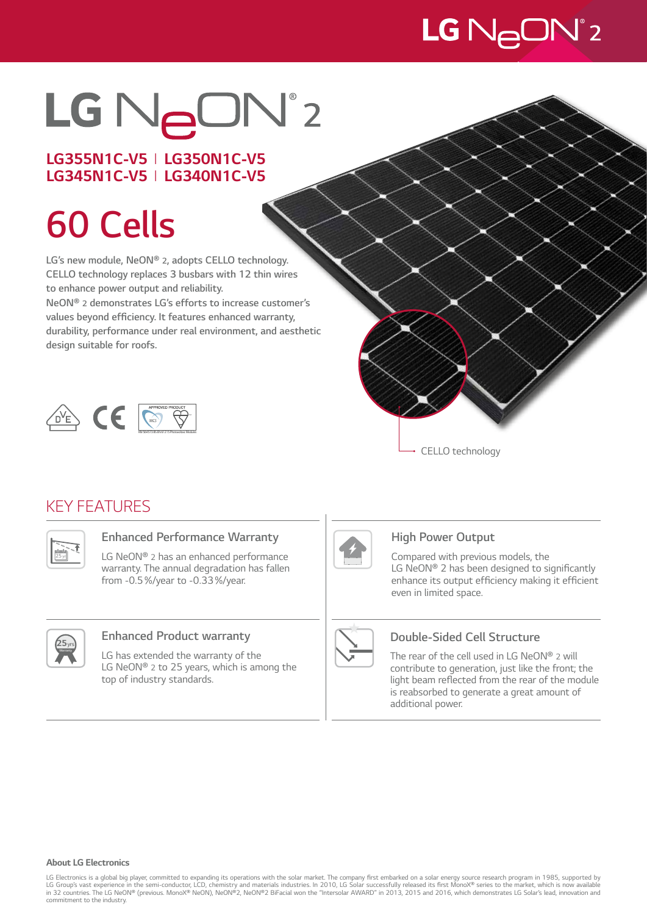# LG NeON® 2

**LG355N1C-V5 | LG350N1C-V5**
**LG345N1C-V5 | LG340N1C-V5**

## 60 Cells

LG's new module, NeON® 2, adopts CELLO technology. CELLO technology replaces 3 busbars with 12 thin wires to enhance power output and reliability.
NeON® 2 demonstrates LG's efforts to increase customer's values beyond efficiency. It features enhanced warranty, durability, performance under real environment, and aesthetic design suitable for roofs.

CELLO technology

## KEY FEATURES

### Enhanced Performance Warranty

LG NeON® 2 has an enhanced performance warranty. The annual degradation has fallen from -0.5 %/year to -0.33 %/year.

### High Power Output

Compared with previous models, the LG NeON® 2 has been designed to significantly enhance its output efficiency making it efficient even in limited space.

### Enhanced Product warranty

LG has extended the warranty of the LG NeON® 2 to 25 years, which is among the top of industry standards.

### Double-Sided Cell Structure

The rear of the cell used in LG NeON® 2 will contribute to generation, just like the front; the light beam reflected from the rear of the module is reabsorbed to generate a great amount of additional power.

**About LG Electronics**

LG Electronics is a global big player, committed to expanding its operations with the solar market. The company first embarked on a solar energy source research program in 1985, supported by LG Group's vast experience in the semi-conductor, LCD, chemistry and materials industries. In 2010, LG Solar successfully released its first MonoX® series to the market, which is now available in 32 countries. The LG NeON® (previous. MonoX® NeON), NeON®2, NeON®2 BiFacial won the "Intersolar AWARD" in 2013, 2015 and 2016, which demonstrates LG Solar's lead, innovation and commitment to the industry.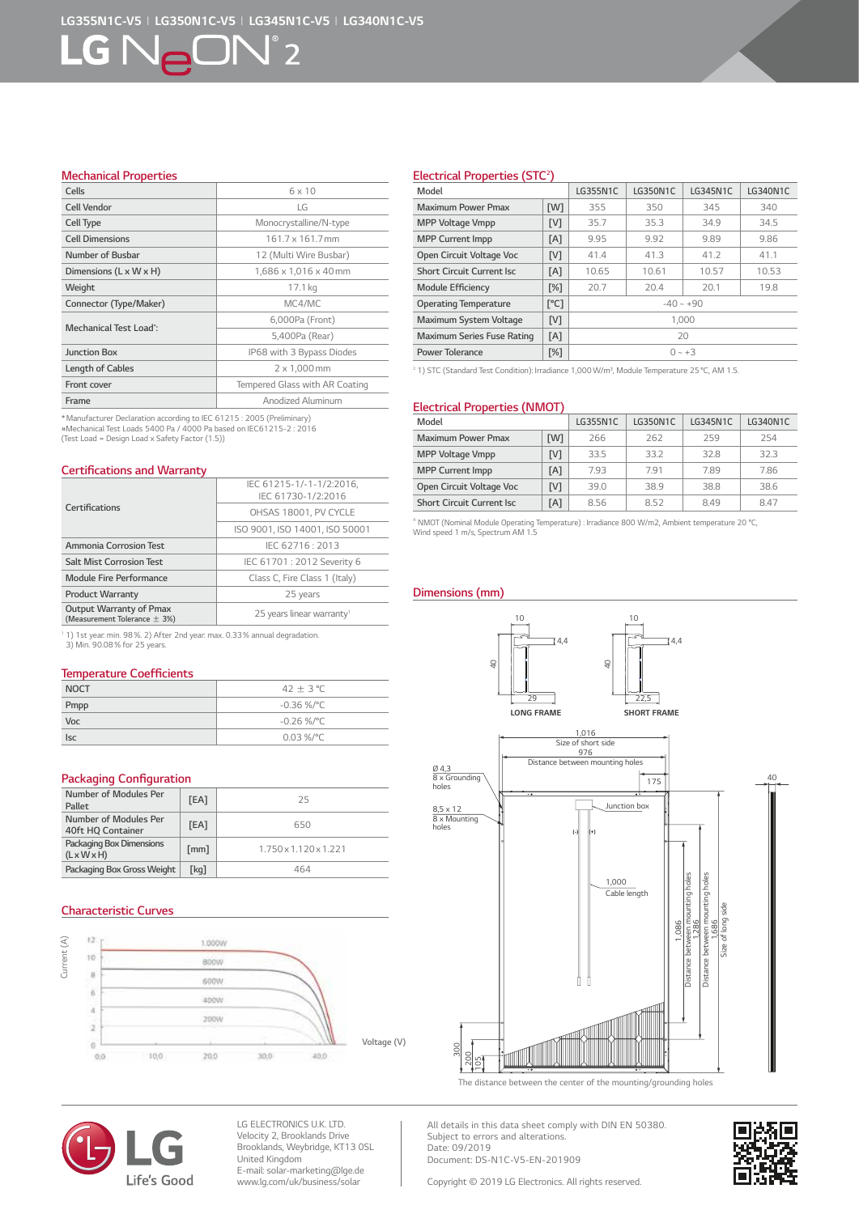LG355N1C-V5 | LG350N1C-V5 | LG345N1C-V5 | LG340N1C-V5

# LG NeON® 2

## Mechanical Properties

| | |
|---|---|
| Cells | 6 x 10 |
| Cell Vendor | LG |
| Cell Type | Monocrystalline/N-type |
| Cell Dimensions | 161.7 x 161.7 mm |
| Number of Busbar | 12 (Multi Wire Busbar) |
| Dimensions (L x W x H) | 1,686 x 1,016 x 40 mm |
| Weight | 17.1 kg |
| Connector (Type/Maker) | MC4/MC |
| Mechanical Test Load*: | 6,000Pa (Front) |
| | 5,400Pa (Rear) |
| Junction Box | IP68 with 3 Bypass Diodes |
| Length of Cables | 2 x 1,000 mm |
| Front cover | Tempered Glass with AR Coating |
| Frame | Anodized Aluminum |

* Manufacturer Declaration according to IEC 61215 : 2005 (Preliminary)
※Mechanical Test Loads 5400 Pa / 4000 Pa based on IEC61215-2 : 2016
(Test Load = Design Load x Safety Factor (1.5))

## Certifications and Warranty

| | |
|---|---|
| Certifications | IEC 61215-1/-1-1/2:2016, IEC 61730-1/2:2016 |
| | OHSAS 18001, PV CYCLE |
| | ISO 9001, ISO 14001, ISO 50001 |
| Ammonia Corrosion Test | IEC 62716 : 2013 |
| Salt Mist Corrosion Test | IEC 61701 : 2012 Severity 6 |
| Module Fire Performance | Class C, Fire Class 1 (Italy) |
| Product Warranty | 25 years |
| Output Warranty of Pmax (Measurement Tolerance ± 3%) | 25 years linear warranty[1] |

[1] 1) 1st year: min. 98 %. 2) After 2nd year: max. 0.33 % annual degradation.
3) Min. 90.08 % for 25 years.

## Temperature Coefficients

| | |
|---|---|
| NOCT | 42 ± 3 °C |
| Pmpp | -0.36 %/°C |
| Voc | -0.26 %/°C |
| Isc | 0.03 %/°C |

## Packaging Configuration

| | | |
|---|---|---|
| Number of Modules Per Pallet | [EA] | 25 |
| Number of Modules Per 40ft HQ Container | [EA] | 650 |
| Packaging Box Dimensions (L x W x H) | [mm] | 1.750 x 1.120 x 1.221 |
| Packaging Box Gross Weight | [kg] | 464 |

## Characteristic Curves

Current (A)
12
10
8
6
4
2
0
0.0
10.0
20.0
30.0
40.0
Voltage (V)
1.000W
800W
600W
400W
200W

## Electrical Properties (STC[2])

| Model | | LG355N1C | LG350N1C | LG345N1C | LG340N1C |
|---|---|---|---|---|---|
| Maximum Power Pmax | [W] | 355 | 350 | 345 | 340 |
| MPP Voltage Vmpp | [V] | 35.7 | 35.3 | 34.9 | 34.5 |
| MPP Current Impp | [A] | 9.95 | 9.92 | 9.89 | 9.86 |
| Open Circuit Voltage Voc | [V] | 41.4 | 41.3 | 41.2 | 41.1 |
| Short Circuit Current Isc | [A] | 10.65 | 10.61 | 10.57 | 10.53 |
| Module Efficiency | [%] | 20.7 | 20.4 | 20.1 | 19.8 |
| Operating Temperature | [°C] | -40 ~ +90 | | | |
| Maximum System Voltage | [V] | 1,000 | | | |
| Maximum Series Fuse Rating | [A] | 20 | | | |
| Power Tolerance | [%] | 0 ~ +3 | | | |

[2] 1) STC (Standard Test Condition): Irradiance 1,000 W/m², Module Temperature 25 °C, AM 1.5.

## Electrical Properties (NMOT)

| Model | | LG355N1C | LG350N1C | LG345N1C | LG340N1C |
|---|---|---|---|---|---|
| Maximum Power Pmax | [W] | 266 | 262 | 259 | 254 |
| MPP Voltage Vmpp | [V] | 33.5 | 33.2 | 32.8 | 32.3 |
| MPP Current Impp | [A] | 7.93 | 7.91 | 7.89 | 7.86 |
| Open Circuit Voltage Voc | [V] | 39.0 | 38.9 | 38.8 | 38.6 |
| Short Circuit Current Isc | [A] | 8.56 | 8.52 | 8.49 | 8.47 |

[4] NMOT (Nominal Module Operating Temperature) : Irradiance 800 W/m2, Ambient temperature 20 °C, Wind speed 1 m/s, Spectrum AM 1.5

## Dimensions (mm)

10
4,4
40
29
LONG FRAME
10
4,4
40
22,5
SHORT FRAME

1,016
Size of short side
976
Distance between mounting holes
Ø 4,3
8 x Grounding holes
175
8,5 x 12
8 x Mounting holes
Junction box
(-) (+)
1,000
Cable length
1,086
Distance between mounting holes
1,286
Distance between mounting holes
1,686
Size of long side
40
300
200
105

The distance between the center of the mounting/grounding holes

LG Life's Good

LG ELECTRONICS U.K. LTD.
Velocity 2, Brooklands Drive
Brooklands, Weybridge, KT13 0SL
United Kingdom
E-mail: solar-marketing@lge.de
www.lg.com/uk/business/solar

All details in this data sheet comply with DIN EN 50380.
Subject to errors and alterations.
Date: 09/2019
Document: DS-N1C-V5-EN-201909

Copyright © 2019 LG Electronics. All rights reserved.